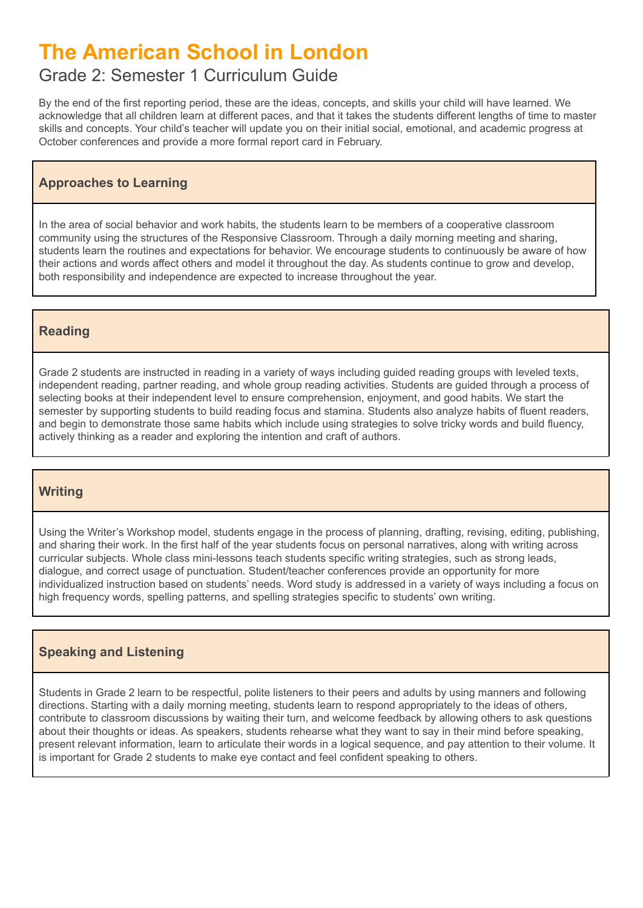# The American School in London

## Grade 2: Semester 1 Curriculum Guide

By the end of the first reporting period, these are the ideas, concepts, and skills your child will have learned. We acknowledge that all children learn at different paces, and that it takes the students different lengths of time to master skills and concepts. Your child's teacher will update you on their initial social, emotional, and academic progress at October conferences and provide a more formal report card in February.

### Approaches to Learning

In the area of social behavior and work habits, the students learn to be members of a cooperative classroom community using the structures of the Responsive Classroom. Through a daily morning meeting and sharing, students learn the routines and expectations for behavior. We encourage students to continuously be aware of how their actions and words affect others and model it throughout the day. As students continue to grow and develop, both responsibility and independence are expected to increase throughout the year.

### Reading

Grade 2 students are instructed in reading in a variety of ways including guided reading groups with leveled texts, independent reading, partner reading, and whole group reading activities. Students are guided through a process of selecting books at their independent level to ensure comprehension, enjoyment, and good habits. We start the semester by supporting students to build reading focus and stamina. Students also analyze habits of fluent readers, and begin to demonstrate those same habits which include using strategies to solve tricky words and build fluency, actively thinking as a reader and exploring the intention and craft of authors.

### Writing

Using the Writer's Workshop model, students engage in the process of planning, drafting, revising, editing, publishing, and sharing their work. In the first half of the year students focus on personal narratives, along with writing across curricular subjects. Whole class mini-lessons teach students specific writing strategies, such as strong leads, dialogue, and correct usage of punctuation. Student/teacher conferences provide an opportunity for more individualized instruction based on students' needs. Word study is addressed in a variety of ways including a focus on high frequency words, spelling patterns, and spelling strategies specific to students' own writing.

### Speaking and Listening

Students in Grade 2 learn to be respectful, polite listeners to their peers and adults by using manners and following directions. Starting with a daily morning meeting, students learn to respond appropriately to the ideas of others, contribute to classroom discussions by waiting their turn, and welcome feedback by allowing others to ask questions about their thoughts or ideas. As speakers, students rehearse what they want to say in their mind before speaking, present relevant information, learn to articulate their words in a logical sequence, and pay attention to their volume. It is important for Grade 2 students to make eye contact and feel confident speaking to others.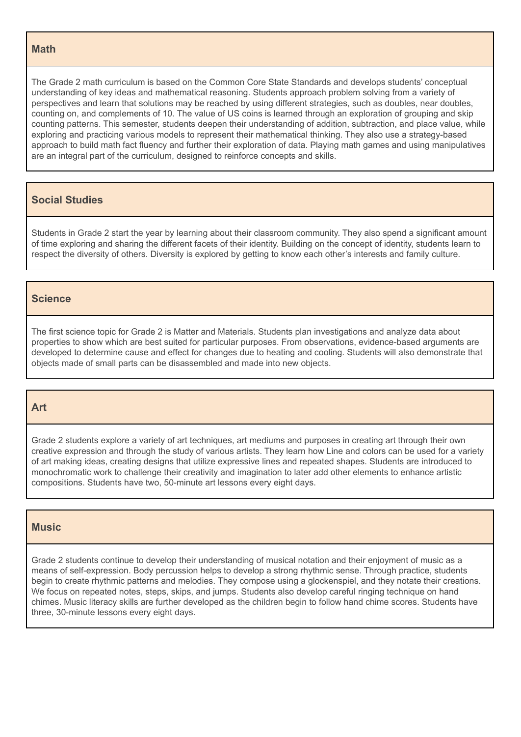## Math

The Grade 2 math curriculum is based on the Common Core State Standards and develops students' conceptual understanding of key ideas and mathematical reasoning. Students approach problem solving from a variety of perspectives and learn that solutions may be reached by using different strategies, such as doubles, near doubles, counting on, and complements of 10. The value of US coins is learned through an exploration of grouping and skip counting patterns. This semester, students deepen their understanding of addition, subtraction, and place value, while exploring and practicing various models to represent their mathematical thinking. They also use a strategy-based approach to build math fact fluency and further their exploration of data. Playing math games and using manipulatives are an integral part of the curriculum, designed to reinforce concepts and skills.

## Social Studies

Students in Grade 2 start the year by learning about their classroom community. They also spend a significant amount of time exploring and sharing the different facets of their identity. Building on the concept of identity, students learn to respect the diversity of others. Diversity is explored by getting to know each other's interests and family culture.

## Science

The first science topic for Grade 2 is Matter and Materials. Students plan investigations and analyze data about properties to show which are best suited for particular purposes. From observations, evidence-based arguments are developed to determine cause and effect for changes due to heating and cooling. Students will also demonstrate that objects made of small parts can be disassembled and made into new objects.

## Art

Grade 2 students explore a variety of art techniques, art mediums and purposes in creating art through their own creative expression and through the study of various artists. They learn how Line and colors can be used for a variety of art making ideas, creating designs that utilize expressive lines and repeated shapes. Students are introduced to monochromatic work to challenge their creativity and imagination to later add other elements to enhance artistic compositions. Students have two, 50-minute art lessons every eight days.

## Music

Grade 2 students continue to develop their understanding of musical notation and their enjoyment of music as a means of self-expression. Body percussion helps to develop a strong rhythmic sense. Through practice, students begin to create rhythmic patterns and melodies. They compose using a glockenspiel, and they notate their creations. We focus on repeated notes, steps, skips, and jumps. Students also develop careful ringing technique on hand chimes. Music literacy skills are further developed as the children begin to follow hand chime scores. Students have three, 30-minute lessons every eight days.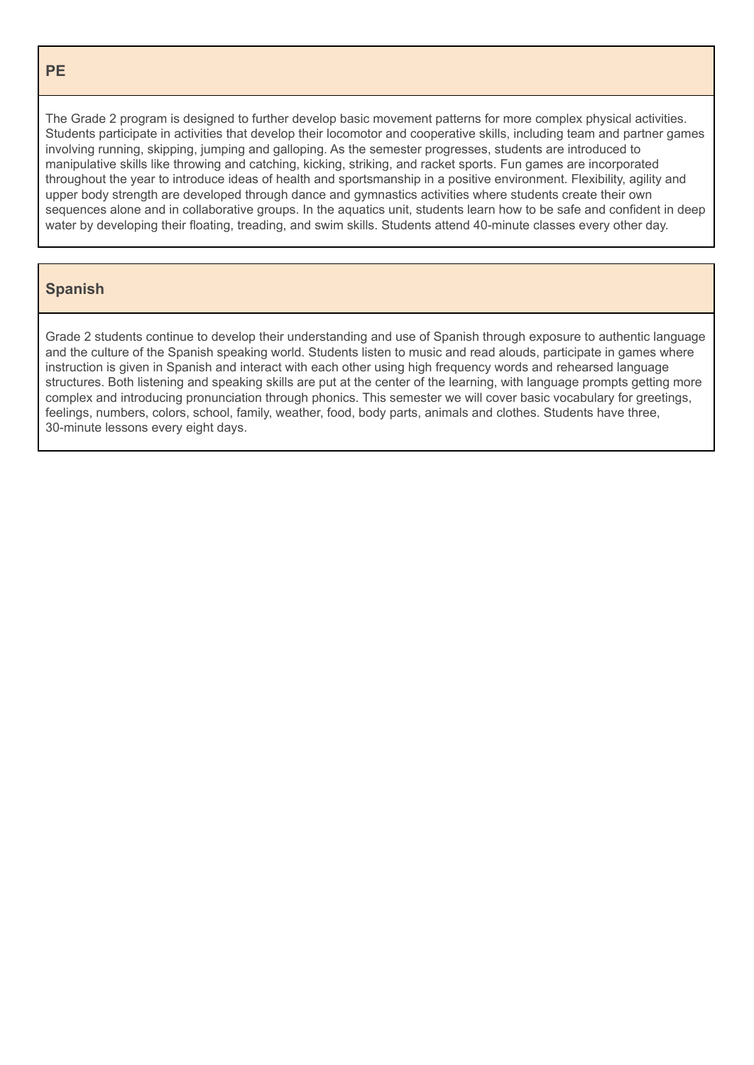## PE

The Grade 2 program is designed to further develop basic movement patterns for more complex physical activities. Students participate in activities that develop their locomotor and cooperative skills, including team and partner games involving running, skipping, jumping and galloping. As the semester progresses, students are introduced to manipulative skills like throwing and catching, kicking, striking, and racket sports. Fun games are incorporated throughout the year to introduce ideas of health and sportsmanship in a positive environment. Flexibility, agility and upper body strength are developed through dance and gymnastics activities where students create their own sequences alone and in collaborative groups. In the aquatics unit, students learn how to be safe and confident in deep water by developing their floating, treading, and swim skills. Students attend 40-minute classes every other day.

## Spanish

Grade 2 students continue to develop their understanding and use of Spanish through exposure to authentic language and the culture of the Spanish speaking world. Students listen to music and read alouds, participate in games where instruction is given in Spanish and interact with each other using high frequency words and rehearsed language structures. Both listening and speaking skills are put at the center of the learning, with language prompts getting more complex and introducing pronunciation through phonics. This semester we will cover basic vocabulary for greetings, feelings, numbers, colors, school, family, weather, food, body parts, animals and clothes. Students have three, 30-minute lessons every eight days.